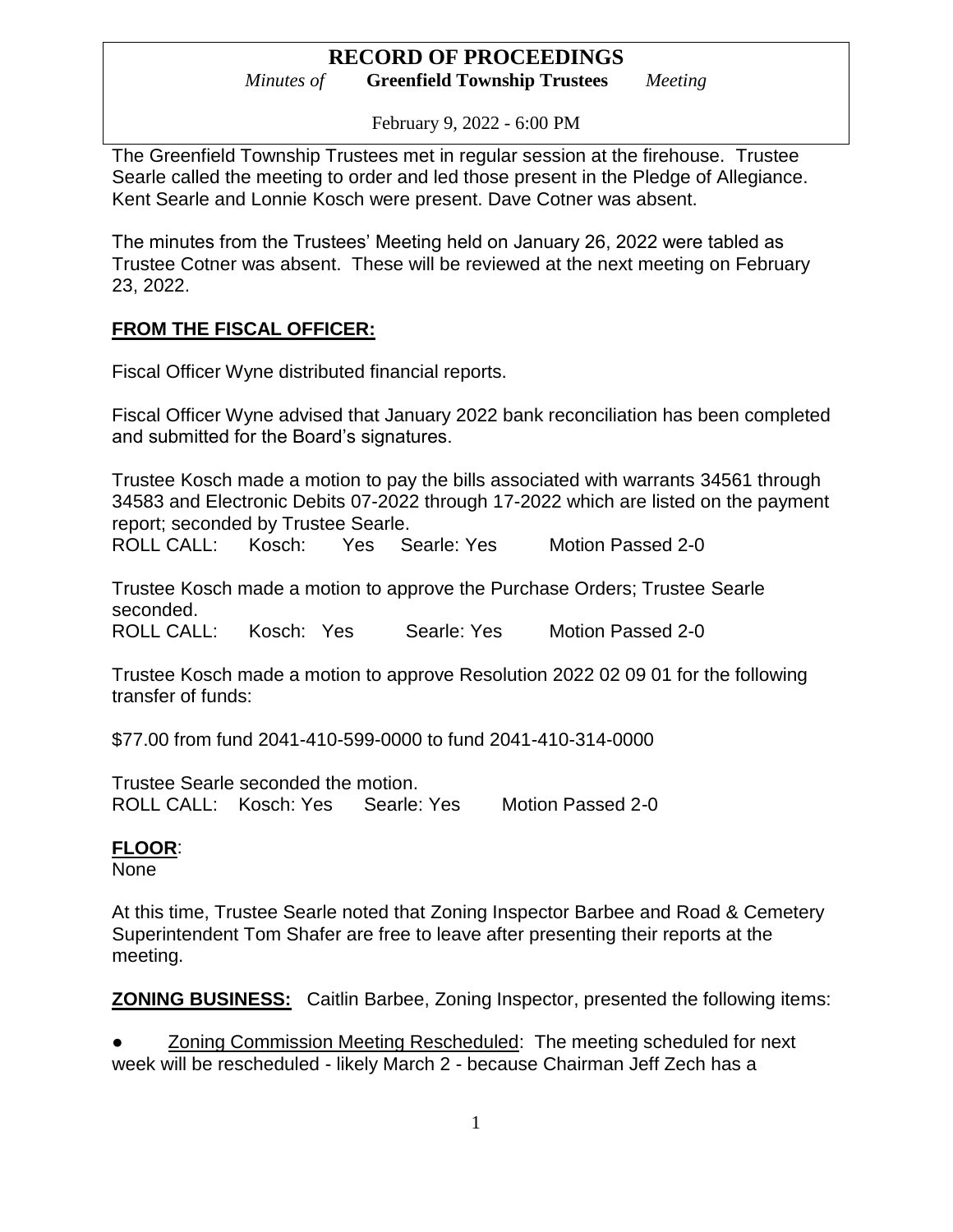# RECORD OF PROCEEDINGS

*Minutes of* **Greenfield Township Trustees** *Meeting*

February 9, 2022 - 6:00 PM

The Greenfield Township Trustees met in regular session at the firehouse. Trustee Searle called the meeting to order and led those present in the Pledge of Allegiance. Kent Searle and Lonnie Kosch were present. Dave Cotner was absent.

The minutes from the Trustees' Meeting held on January 26, 2022 were tabled as Trustee Cotner was absent. These will be reviewed at the next meeting on February 23, 2022.

## FROM THE FISCAL OFFICER:

Fiscal Officer Wyne distributed financial reports.

Fiscal Officer Wyne advised that January 2022 bank reconciliation has been completed and submitted for the Board's signatures.

Trustee Kosch made a motion to pay the bills associated with warrants 34561 through 34583 and Electronic Debits 07-2022 through 17-2022 which are listed on the payment report; seconded by Trustee Searle.

ROLL CALL: Kosch: Yes Searle: Yes Motion Passed 2-0

Trustee Kosch made a motion to approve the Purchase Orders; Trustee Searle seconded.

ROLL CALL: Kosch: Yes Searle: Yes Motion Passed 2-0

Trustee Kosch made a motion to approve Resolution 2022 02 09 01 for the following transfer of funds:

$77.00 from fund 2041-410-599-0000 to fund 2041-410-314-0000

Trustee Searle seconded the motion.

ROLL CALL: Kosch: Yes Searle: Yes Motion Passed 2-0

## FLOOR:

None

At this time, Trustee Searle noted that Zoning Inspector Barbee and Road & Cemetery Superintendent Tom Shafer are free to leave after presenting their reports at the meeting.

**ZONING BUSINESS:** Caitlin Barbee, Zoning Inspector, presented the following items:

- Zoning Commission Meeting Rescheduled: The meeting scheduled for next week will be rescheduled - likely March 2 - because Chairman Jeff Zech has a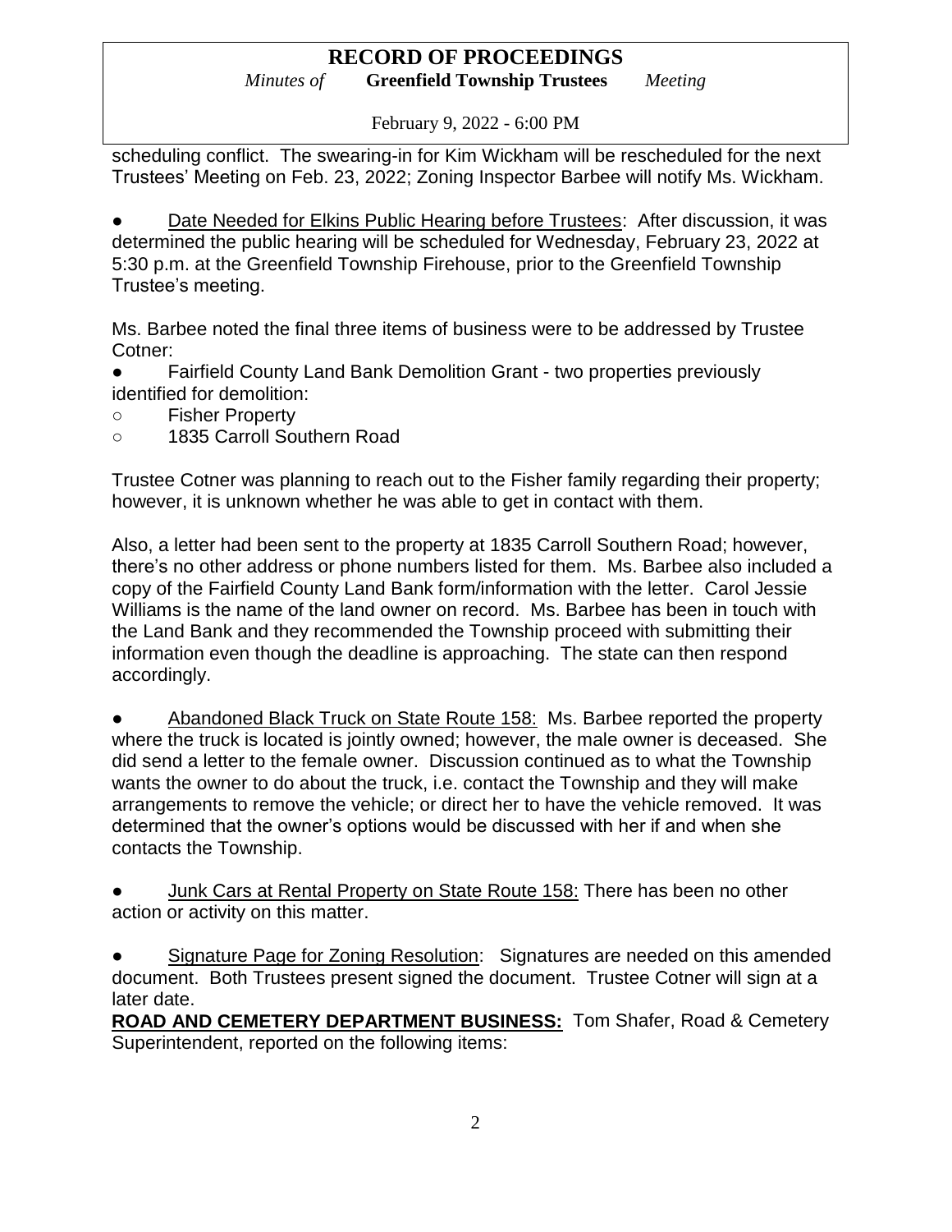scheduling conflict. The swearing-in for Kim Wickham will be rescheduled for the next Trustees' Meeting on Feb. 23, 2022; Zoning Inspector Barbee will notify Ms. Wickham.

- <u>Date Needed for Elkins Public Hearing before Trustees</u>: After discussion, it was determined the public hearing will be scheduled for Wednesday, February 23, 2022 at 5:30 p.m. at the Greenfield Township Firehouse, prior to the Greenfield Township Trustee's meeting.

Ms. Barbee noted the final three items of business were to be addressed by Trustee Cotner:

- Fairfield County Land Bank Demolition Grant - two properties previously identified for demolition:
  - Fisher Property
  - 1835 Carroll Southern Road

Trustee Cotner was planning to reach out to the Fisher family regarding their property; however, it is unknown whether he was able to get in contact with them.

Also, a letter had been sent to the property at 1835 Carroll Southern Road; however, there's no other address or phone numbers listed for them. Ms. Barbee also included a copy of the Fairfield County Land Bank form/information with the letter. Carol Jessie Williams is the name of the land owner on record. Ms. Barbee has been in touch with the Land Bank and they recommended the Township proceed with submitting their information even though the deadline is approaching. The state can then respond accordingly.

- <u>Abandoned Black Truck on State Route 158:</u> Ms. Barbee reported the property where the truck is located is jointly owned; however, the male owner is deceased. She did send a letter to the female owner. Discussion continued as to what the Township wants the owner to do about the truck, i.e. contact the Township and they will make arrangements to remove the vehicle; or direct her to have the vehicle removed. It was determined that the owner's options would be discussed with her if and when she contacts the Township.

- <u>Junk Cars at Rental Property on State Route 158:</u> There has been no other action or activity on this matter.

- <u>Signature Page for Zoning Resolution</u>: Signatures are needed on this amended document. Both Trustees present signed the document. Trustee Cotner will sign at a later date.

**<u>ROAD AND CEMETERY DEPARTMENT BUSINESS:</u>** Tom Shafer, Road & Cemetery Superintendent, reported on the following items: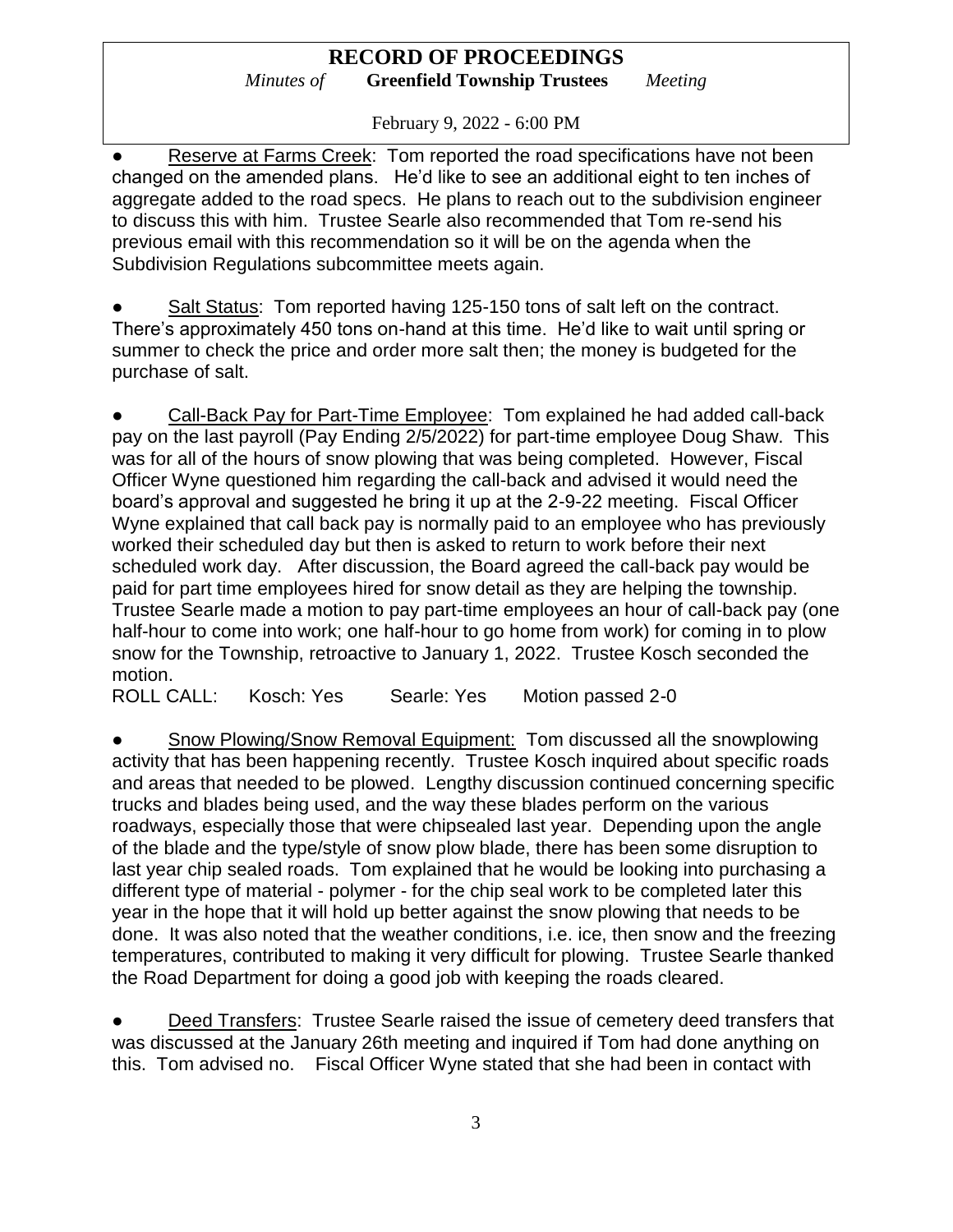- Reserve at Farms Creek: Tom reported the road specifications have not been changed on the amended plans. He'd like to see an additional eight to ten inches of aggregate added to the road specs. He plans to reach out to the subdivision engineer to discuss this with him. Trustee Searle also recommended that Tom re-send his previous email with this recommendation so it will be on the agenda when the Subdivision Regulations subcommittee meets again.

- Salt Status: Tom reported having 125-150 tons of salt left on the contract. There's approximately 450 tons on-hand at this time. He'd like to wait until spring or summer to check the price and order more salt then; the money is budgeted for the purchase of salt.

- Call-Back Pay for Part-Time Employee: Tom explained he had added call-back pay on the last payroll (Pay Ending 2/5/2022) for part-time employee Doug Shaw. This was for all of the hours of snow plowing that was being completed. However, Fiscal Officer Wyne questioned him regarding the call-back and advised it would need the board's approval and suggested he bring it up at the 2-9-22 meeting. Fiscal Officer Wyne explained that call back pay is normally paid to an employee who has previously worked their scheduled day but then is asked to return to work before their next scheduled work day. After discussion, the Board agreed the call-back pay would be paid for part time employees hired for snow detail as they are helping the township. Trustee Searle made a motion to pay part-time employees an hour of call-back pay (one half-hour to come into work; one half-hour to go home from work) for coming in to plow snow for the Township, retroactive to January 1, 2022. Trustee Kosch seconded the motion.

ROLL CALL: Kosch: Yes Searle: Yes Motion passed 2-0

- Snow Plowing/Snow Removal Equipment: Tom discussed all the snowplowing activity that has been happening recently. Trustee Kosch inquired about specific roads and areas that needed to be plowed. Lengthy discussion continued concerning specific trucks and blades being used, and the way these blades perform on the various roadways, especially those that were chipsealed last year. Depending upon the angle of the blade and the type/style of snow plow blade, there has been some disruption to last year chip sealed roads. Tom explained that he would be looking into purchasing a different type of material - polymer - for the chip seal work to be completed later this year in the hope that it will hold up better against the snow plowing that needs to be done. It was also noted that the weather conditions, i.e. ice, then snow and the freezing temperatures, contributed to making it very difficult for plowing. Trustee Searle thanked the Road Department for doing a good job with keeping the roads cleared.

- Deed Transfers: Trustee Searle raised the issue of cemetery deed transfers that was discussed at the January 26th meeting and inquired if Tom had done anything on this. Tom advised no. Fiscal Officer Wyne stated that she had been in contact with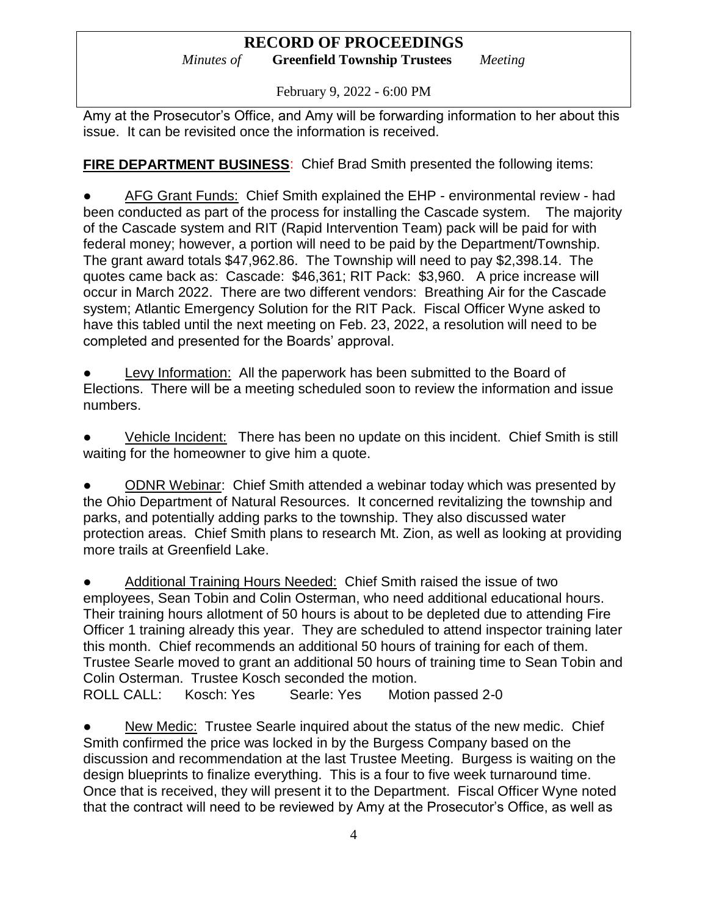Amy at the Prosecutor's Office, and Amy will be forwarding information to her about this issue. It can be revisited once the information is received.

**FIRE DEPARTMENT BUSINESS**: Chief Brad Smith presented the following items:

- AFG Grant Funds: Chief Smith explained the EHP - environmental review - had been conducted as part of the process for installing the Cascade system. The majority of the Cascade system and RIT (Rapid Intervention Team) pack will be paid for with federal money; however, a portion will need to be paid by the Department/Township. The grant award totals $47,962.86. The Township will need to pay $2,398.14. The quotes came back as: Cascade: $46,361; RIT Pack: $3,960. A price increase will occur in March 2022. There are two different vendors: Breathing Air for the Cascade system; Atlantic Emergency Solution for the RIT Pack. Fiscal Officer Wyne asked to have this tabled until the next meeting on Feb. 23, 2022, a resolution will need to be completed and presented for the Boards' approval.

- Levy Information: All the paperwork has been submitted to the Board of Elections. There will be a meeting scheduled soon to review the information and issue numbers.

- Vehicle Incident: There has been no update on this incident. Chief Smith is still waiting for the homeowner to give him a quote.

- ODNR Webinar: Chief Smith attended a webinar today which was presented by the Ohio Department of Natural Resources. It concerned revitalizing the township and parks, and potentially adding parks to the township. They also discussed water protection areas. Chief Smith plans to research Mt. Zion, as well as looking at providing more trails at Greenfield Lake.

- Additional Training Hours Needed: Chief Smith raised the issue of two employees, Sean Tobin and Colin Osterman, who need additional educational hours. Their training hours allotment of 50 hours is about to be depleted due to attending Fire Officer 1 training already this year. They are scheduled to attend inspector training later this month. Chief recommends an additional 50 hours of training for each of them. Trustee Searle moved to grant an additional 50 hours of training time to Sean Tobin and Colin Osterman. Trustee Kosch seconded the motion.
ROLL CALL: Kosch: Yes Searle: Yes Motion passed 2-0

- New Medic: Trustee Searle inquired about the status of the new medic. Chief Smith confirmed the price was locked in by the Burgess Company based on the discussion and recommendation at the last Trustee Meeting. Burgess is waiting on the design blueprints to finalize everything. This is a four to five week turnaround time. Once that is received, they will present it to the Department. Fiscal Officer Wyne noted that the contract will need to be reviewed by Amy at the Prosecutor's Office, as well as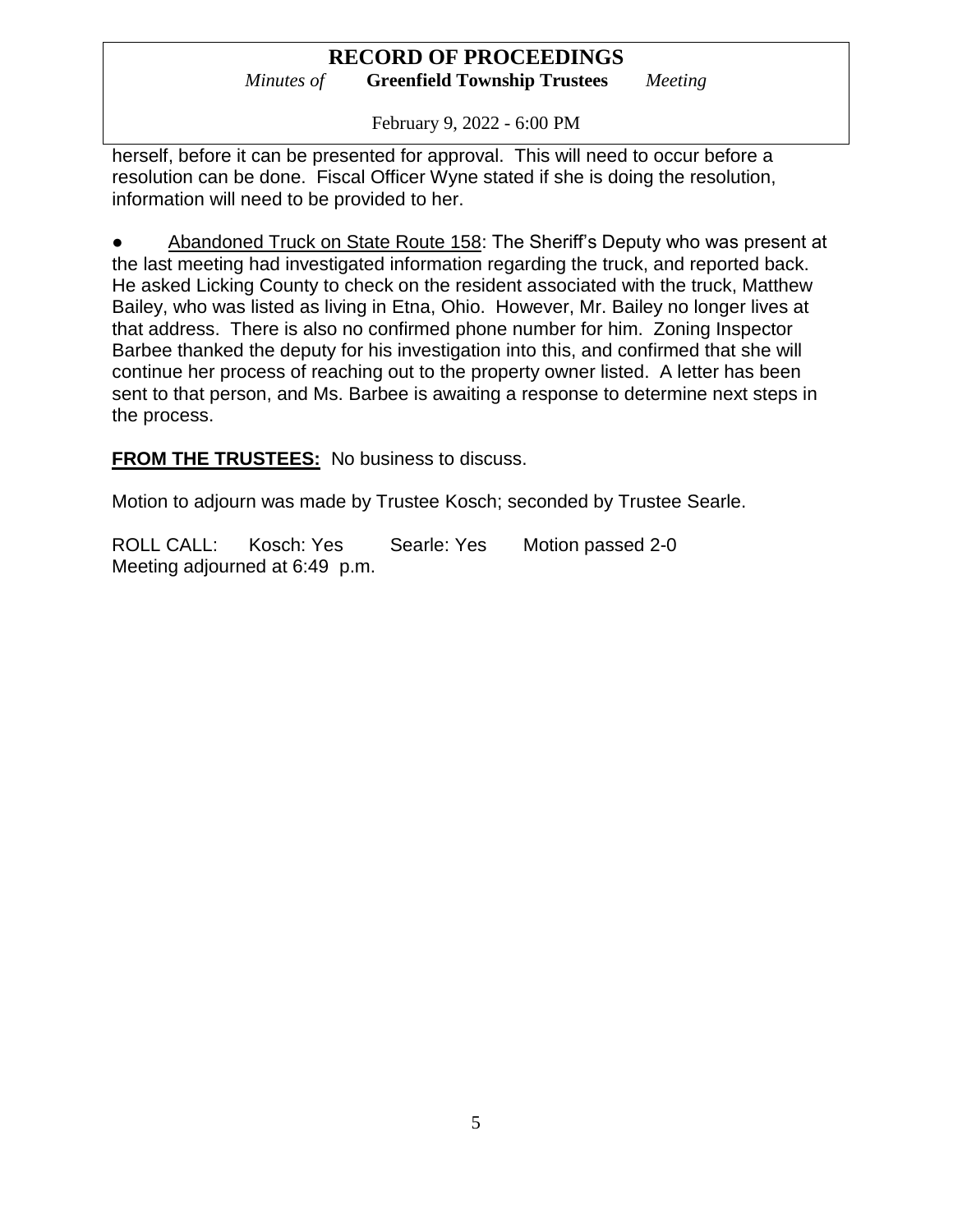herself, before it can be presented for approval. This will need to occur before a resolution can be done. Fiscal Officer Wyne stated if she is doing the resolution, information will need to be provided to her.

- Abandoned Truck on State Route 158: The Sheriff's Deputy who was present at the last meeting had investigated information regarding the truck, and reported back. He asked Licking County to check on the resident associated with the truck, Matthew Bailey, who was listed as living in Etna, Ohio. However, Mr. Bailey no longer lives at that address. There is also no confirmed phone number for him. Zoning Inspector Barbee thanked the deputy for his investigation into this, and confirmed that she will continue her process of reaching out to the property owner listed. A letter has been sent to that person, and Ms. Barbee is awaiting a response to determine next steps in the process.

**FROM THE TRUSTEES:** No business to discuss.

Motion to adjourn was made by Trustee Kosch; seconded by Trustee Searle.

ROLL CALL: Kosch: Yes Searle: Yes Motion passed 2-0
Meeting adjourned at 6:49 p.m.